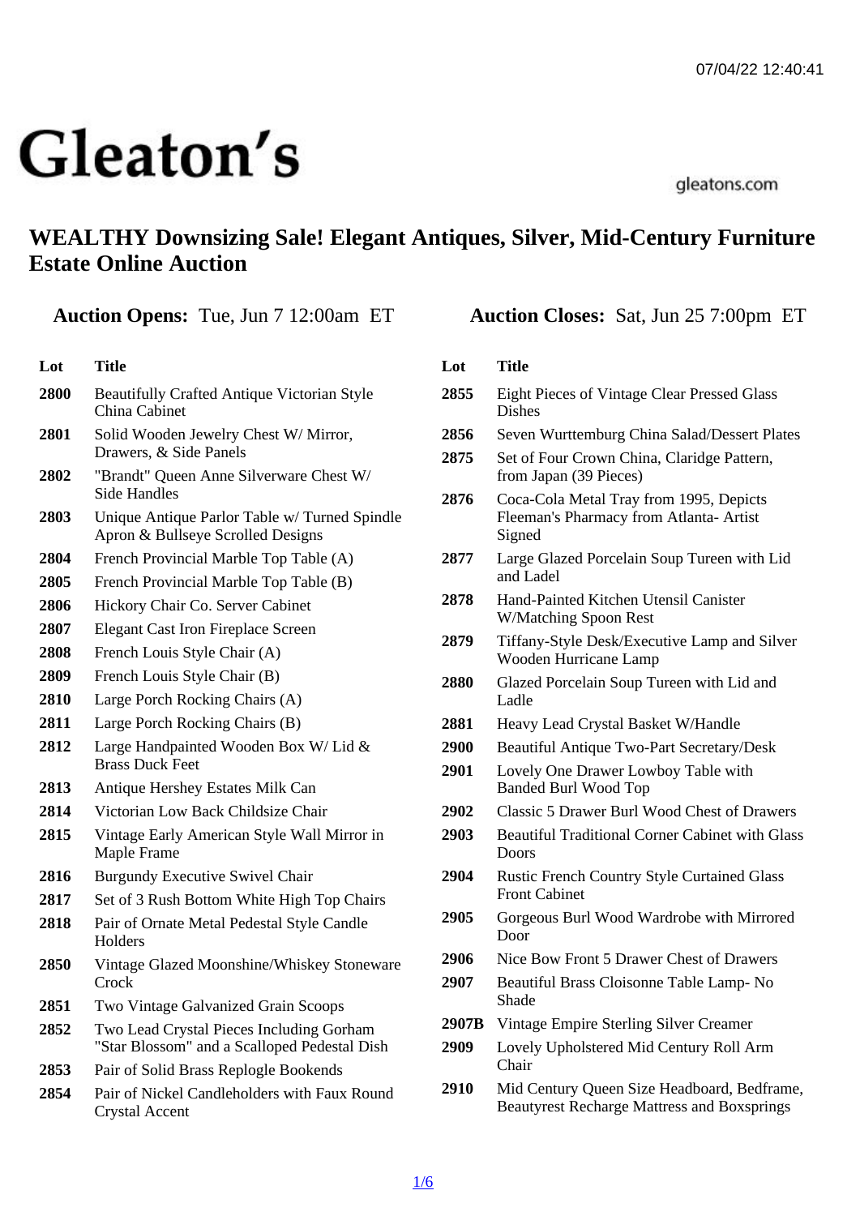# Gleaton's

gleatons.com

## WEALTHY Downsizing Sale! Elegant Antiques, Silver, Mid-Century Furniture Estate Online Auction

**Auction Opens:** Tue, Jun 7 12:00am ET

**Auction Closes:** Sat, Jun 25 7:00pm ET

| Lot | Title |
|---|---|
| 2800 | Beautifully Crafted Antique Victorian Style China Cabinet |
| 2801 | Solid Wooden Jewelry Chest W/ Mirror, Drawers, & Side Panels |
| 2802 | "Brandt" Queen Anne Silverware Chest W/ Side Handles |
| 2803 | Unique Antique Parlor Table w/ Turned Spindle Apron & Bullseye Scrolled Designs |
| 2804 | French Provincial Marble Top Table (A) |
| 2805 | French Provincial Marble Top Table (B) |
| 2806 | Hickory Chair Co. Server Cabinet |
| 2807 | Elegant Cast Iron Fireplace Screen |
| 2808 | French Louis Style Chair (A) |
| 2809 | French Louis Style Chair (B) |
| 2810 | Large Porch Rocking Chairs (A) |
| 2811 | Large Porch Rocking Chairs (B) |
| 2812 | Large Handpainted Wooden Box W/ Lid & Brass Duck Feet |
| 2813 | Antique Hershey Estates Milk Can |
| 2814 | Victorian Low Back Childsize Chair |
| 2815 | Vintage Early American Style Wall Mirror in Maple Frame |
| 2816 | Burgundy Executive Swivel Chair |
| 2817 | Set of 3 Rush Bottom White High Top Chairs |
| 2818 | Pair of Ornate Metal Pedestal Style Candle Holders |
| 2850 | Vintage Glazed Moonshine/Whiskey Stoneware Crock |
| 2851 | Two Vintage Galvanized Grain Scoops |
| 2852 | Two Lead Crystal Pieces Including Gorham "Star Blossom" and a Scalloped Pedestal Dish |
| 2853 | Pair of Solid Brass Replogle Bookends |
| 2854 | Pair of Nickel Candleholders with Faux Round Crystal Accent |
| 2855 | Eight Pieces of Vintage Clear Pressed Glass Dishes |
| 2856 | Seven Wurttemburg China Salad/Dessert Plates |
| 2875 | Set of Four Crown China, Claridge Pattern, from Japan (39 Pieces) |
| 2876 | Coca-Cola Metal Tray from 1995, Depicts Fleeman's Pharmacy from Atlanta- Artist Signed |
| 2877 | Large Glazed Porcelain Soup Tureen with Lid and Ladel |
| 2878 | Hand-Painted Kitchen Utensil Canister W/Matching Spoon Rest |
| 2879 | Tiffany-Style Desk/Executive Lamp and Silver Wooden Hurricane Lamp |
| 2880 | Glazed Porcelain Soup Tureen with Lid and Ladle |
| 2881 | Heavy Lead Crystal Basket W/Handle |
| 2900 | Beautiful Antique Two-Part Secretary/Desk |
| 2901 | Lovely One Drawer Lowboy Table with Banded Burl Wood Top |
| 2902 | Classic 5 Drawer Burl Wood Chest of Drawers |
| 2903 | Beautiful Traditional Corner Cabinet with Glass Doors |
| 2904 | Rustic French Country Style Curtained Glass Front Cabinet |
| 2905 | Gorgeous Burl Wood Wardrobe with Mirrored Door |
| 2906 | Nice Bow Front 5 Drawer Chest of Drawers |
| 2907 | Beautiful Brass Cloisonne Table Lamp- No Shade |
| 2907B | Vintage Empire Sterling Silver Creamer |
| 2909 | Lovely Upholstered Mid Century Roll Arm Chair |
| 2910 | Mid Century Queen Size Headboard, Bedframe, Beautyrest Recharge Mattress and Boxsprings |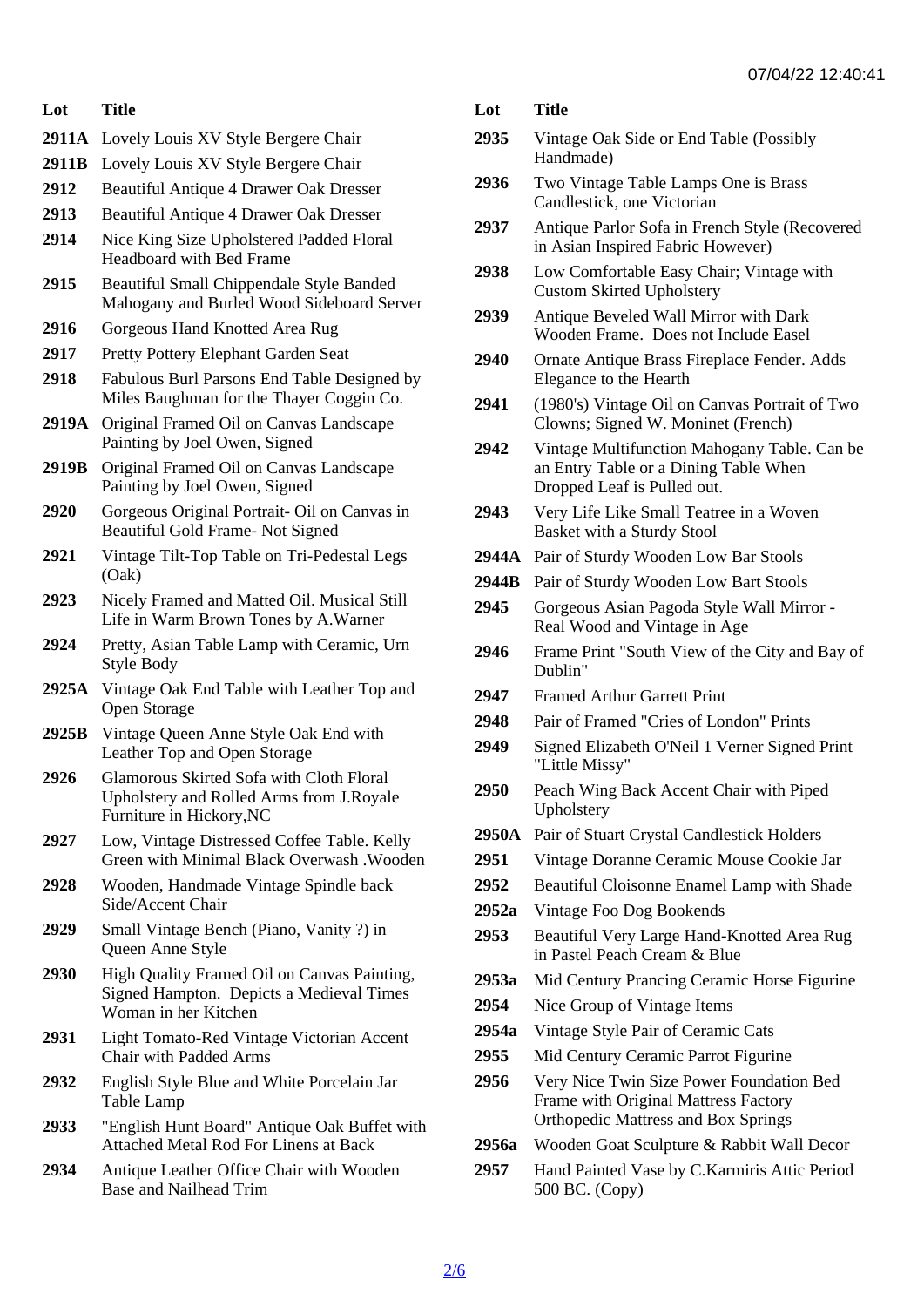| Lot | Title |
|---|---|
| 2911A | Lovely Louis XV Style Bergere Chair |
| 2911B | Lovely Louis XV Style Bergere Chair |
| 2912 | Beautiful Antique 4 Drawer Oak Dresser |
| 2913 | Beautiful Antique 4 Drawer Oak Dresser |
| 2914 | Nice King Size Upholstered Padded Floral Headboard with Bed Frame |
| 2915 | Beautiful Small Chippendale Style Banded Mahogany and Burled Wood Sideboard Server |
| 2916 | Gorgeous Hand Knotted Area Rug |
| 2917 | Pretty Pottery Elephant Garden Seat |
| 2918 | Fabulous Burl Parsons End Table Designed by Miles Baughman for the Thayer Coggin Co. |
| 2919A | Original Framed Oil on Canvas Landscape Painting by Joel Owen, Signed |
| 2919B | Original Framed Oil on Canvas Landscape Painting by Joel Owen, Signed |
| 2920 | Gorgeous Original Portrait- Oil on Canvas in Beautiful Gold Frame- Not Signed |
| 2921 | Vintage Tilt-Top Table on Tri-Pedestal Legs (Oak) |
| 2923 | Nicely Framed and Matted Oil. Musical Still Life in Warm Brown Tones by A.Warner |
| 2924 | Pretty, Asian Table Lamp with Ceramic, Urn Style Body |
| 2925A | Vintage Oak End Table with Leather Top and Open Storage |
| 2925B | Vintage Queen Anne Style Oak End with Leather Top and Open Storage |
| 2926 | Glamorous Skirted Sofa with Cloth Floral Upholstery and Rolled Arms from J.Royale Furniture in Hickory,NC |
| 2927 | Low, Vintage Distressed Coffee Table. Kelly Green with Minimal Black Overwash .Wooden |
| 2928 | Wooden, Handmade Vintage Spindle back Side/Accent Chair |
| 2929 | Small Vintage Bench (Piano, Vanity ?) in Queen Anne Style |
| 2930 | High Quality Framed Oil on Canvas Painting, Signed Hampton. Depicts a Medieval Times Woman in her Kitchen |
| 2931 | Light Tomato-Red Vintage Victorian Accent Chair with Padded Arms |
| 2932 | English Style Blue and White Porcelain Jar Table Lamp |
| 2933 | "English Hunt Board" Antique Oak Buffet with Attached Metal Rod For Linens at Back |
| 2934 | Antique Leather Office Chair with Wooden Base and Nailhead Trim |
| 2935 | Vintage Oak Side or End Table (Possibly Handmade) |
| 2936 | Two Vintage Table Lamps One is Brass Candlestick, one Victorian |
| 2937 | Antique Parlor Sofa in French Style (Recovered in Asian Inspired Fabric However) |
| 2938 | Low Comfortable Easy Chair; Vintage with Custom Skirted Upholstery |
| 2939 | Antique Beveled Wall Mirror with Dark Wooden Frame. Does not Include Easel |
| 2940 | Ornate Antique Brass Fireplace Fender. Adds Elegance to the Hearth |
| 2941 | (1980's) Vintage Oil on Canvas Portrait of Two Clowns; Signed W. Moninet (French) |
| 2942 | Vintage Multifunction Mahogany Table. Can be an Entry Table or a Dining Table When Dropped Leaf is Pulled out. |
| 2943 | Very Life Like Small Teatree in a Woven Basket with a Sturdy Stool |
| 2944A | Pair of Sturdy Wooden Low Bar Stools |
| 2944B | Pair of Sturdy Wooden Low Bart Stools |
| 2945 | Gorgeous Asian Pagoda Style Wall Mirror - Real Wood and Vintage in Age |
| 2946 | Frame Print "South View of the City and Bay of Dublin" |
| 2947 | Framed Arthur Garrett Print |
| 2948 | Pair of Framed "Cries of London" Prints |
| 2949 | Signed Elizabeth O'Neil 1 Verner Signed Print "Little Missy" |
| 2950 | Peach Wing Back Accent Chair with Piped Upholstery |
| 2950A | Pair of Stuart Crystal Candlestick Holders |
| 2951 | Vintage Doranne Ceramic Mouse Cookie Jar |
| 2952 | Beautiful Cloisonne Enamel Lamp with Shade |
| 2952a | Vintage Foo Dog Bookends |
| 2953 | Beautiful Very Large Hand-Knotted Area Rug in Pastel Peach Cream & Blue |
| 2953a | Mid Century Prancing Ceramic Horse Figurine |
| 2954 | Nice Group of Vintage Items |
| 2954a | Vintage Style Pair of Ceramic Cats |
| 2955 | Mid Century Ceramic Parrot Figurine |
| 2956 | Very Nice Twin Size Power Foundation Bed Frame with Original Mattress Factory Orthopedic Mattress and Box Springs |
| 2956a | Wooden Goat Sculpture & Rabbit Wall Decor |
| 2957 | Hand Painted Vase by C.Karmiris Attic Period 500 BC. (Copy) |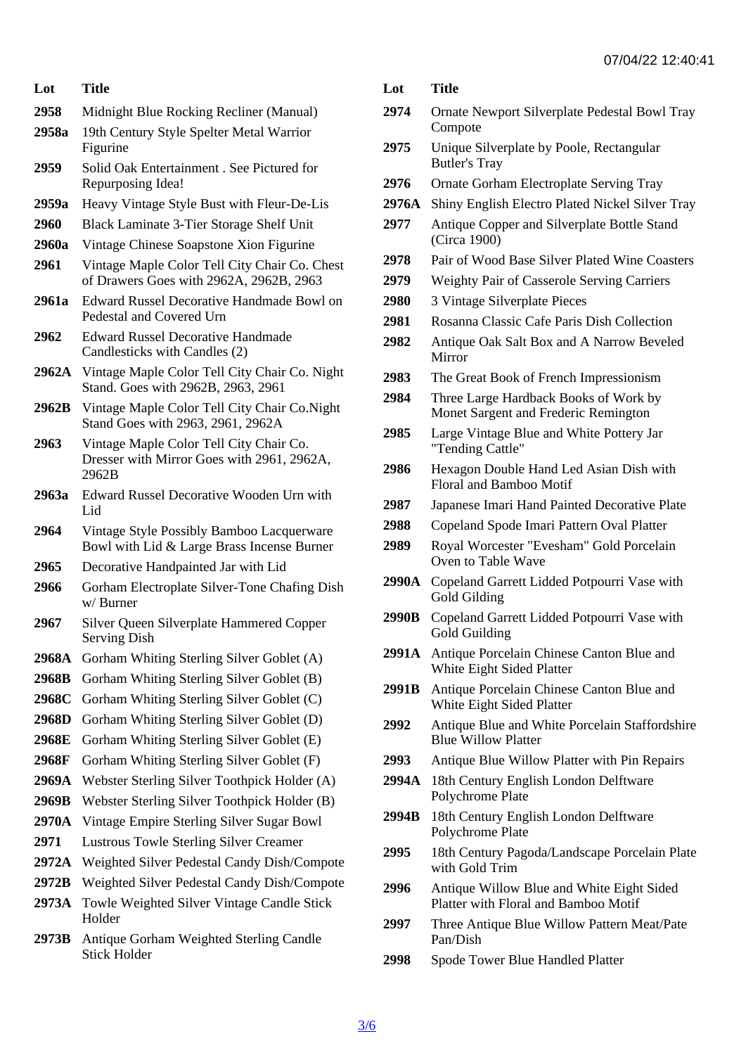| Lot | Title |
| --- | --- |
| 2958 | Midnight Blue Rocking Recliner (Manual) |
| 2958a | 19th Century Style Spelter Metal Warrior Figurine |
| 2959 | Solid Oak Entertainment . See Pictured for Repurposing Idea! |
| 2959a | Heavy Vintage Style Bust with Fleur-De-Lis |
| 2960 | Black Laminate 3-Tier Storage Shelf Unit |
| 2960a | Vintage Chinese Soapstone Xion Figurine |
| 2961 | Vintage Maple Color Tell City Chair Co. Chest of Drawers Goes with 2962A, 2962B, 2963 |
| 2961a | Edward Russel Decorative Handmade Bowl on Pedestal and Covered Urn |
| 2962 | Edward Russel Decorative Handmade Candlesticks with Candles (2) |
| 2962A | Vintage Maple Color Tell City Chair Co. Night Stand. Goes with 2962B, 2963, 2961 |
| 2962B | Vintage Maple Color Tell City Chair Co.Night Stand Goes with 2963, 2961, 2962A |
| 2963 | Vintage Maple Color Tell City Chair Co. Dresser with Mirror Goes with 2961, 2962A, 2962B |
| 2963a | Edward Russel Decorative Wooden Urn with Lid |
| 2964 | Vintage Style Possibly Bamboo Lacquerware Bowl with Lid & Large Brass Incense Burner |
| 2965 | Decorative Handpainted Jar with Lid |
| 2966 | Gorham Electroplate Silver-Tone Chafing Dish w/ Burner |
| 2967 | Silver Queen Silverplate Hammered Copper Serving Dish |
| 2968A | Gorham Whiting Sterling Silver Goblet (A) |
| 2968B | Gorham Whiting Sterling Silver Goblet (B) |
| 2968C | Gorham Whiting Sterling Silver Goblet (C) |
| 2968D | Gorham Whiting Sterling Silver Goblet (D) |
| 2968E | Gorham Whiting Sterling Silver Goblet (E) |
| 2968F | Gorham Whiting Sterling Silver Goblet (F) |
| 2969A | Webster Sterling Silver Toothpick Holder (A) |
| 2969B | Webster Sterling Silver Toothpick Holder (B) |
| 2970A | Vintage Empire Sterling Silver Sugar Bowl |
| 2971 | Lustrous Towle Sterling Silver Creamer |
| 2972A | Weighted Silver Pedestal Candy Dish/Compote |
| 2972B | Weighted Silver Pedestal Candy Dish/Compote |
| 2973A | Towle Weighted Silver Vintage Candle Stick Holder |
| 2973B | Antique Gorham Weighted Sterling Candle Stick Holder |
| 2974 | Ornate Newport Silverplate Pedestal Bowl Tray Compote |
| 2975 | Unique Silverplate by Poole, Rectangular Butler's Tray |
| 2976 | Ornate Gorham Electroplate Serving Tray |
| 2976A | Shiny English Electro Plated Nickel Silver Tray |
| 2977 | Antique Copper and Silverplate Bottle Stand (Circa 1900) |
| 2978 | Pair of Wood Base Silver Plated Wine Coasters |
| 2979 | Weighty Pair of Casserole Serving Carriers |
| 2980 | 3 Vintage Silverplate Pieces |
| 2981 | Rosanna Classic Cafe Paris Dish Collection |
| 2982 | Antique Oak Salt Box and A Narrow Beveled Mirror |
| 2983 | The Great Book of French Impressionism |
| 2984 | Three Large Hardback Books of Work by Monet Sargent and Frederic Remington |
| 2985 | Large Vintage Blue and White Pottery Jar "Tending Cattle" |
| 2986 | Hexagon Double Hand Led Asian Dish with Floral and Bamboo Motif |
| 2987 | Japanese Imari Hand Painted Decorative Plate |
| 2988 | Copeland Spode Imari Pattern Oval Platter |
| 2989 | Royal Worcester "Evesham" Gold Porcelain Oven to Table Wave |
| 2990A | Copeland Garrett Lidded Potpourri Vase with Gold Gilding |
| 2990B | Copeland Garrett Lidded Potpourri Vase with Gold Guilding |
| 2991A | Antique Porcelain Chinese Canton Blue and White Eight Sided Platter |
| 2991B | Antique Porcelain Chinese Canton Blue and White Eight Sided Platter |
| 2992 | Antique Blue and White Porcelain Staffordshire Blue Willow Platter |
| 2993 | Antique Blue Willow Platter with Pin Repairs |
| 2994A | 18th Century English London Delftware Polychrome Plate |
| 2994B | 18th Century English London Delftware Polychrome Plate |
| 2995 | 18th Century Pagoda/Landscape Porcelain Plate with Gold Trim |
| 2996 | Antique Willow Blue and White Eight Sided Platter with Floral and Bamboo Motif |
| 2997 | Three Antique Blue Willow Pattern Meat/Pate Pan/Dish |
| 2998 | Spode Tower Blue Handled Platter |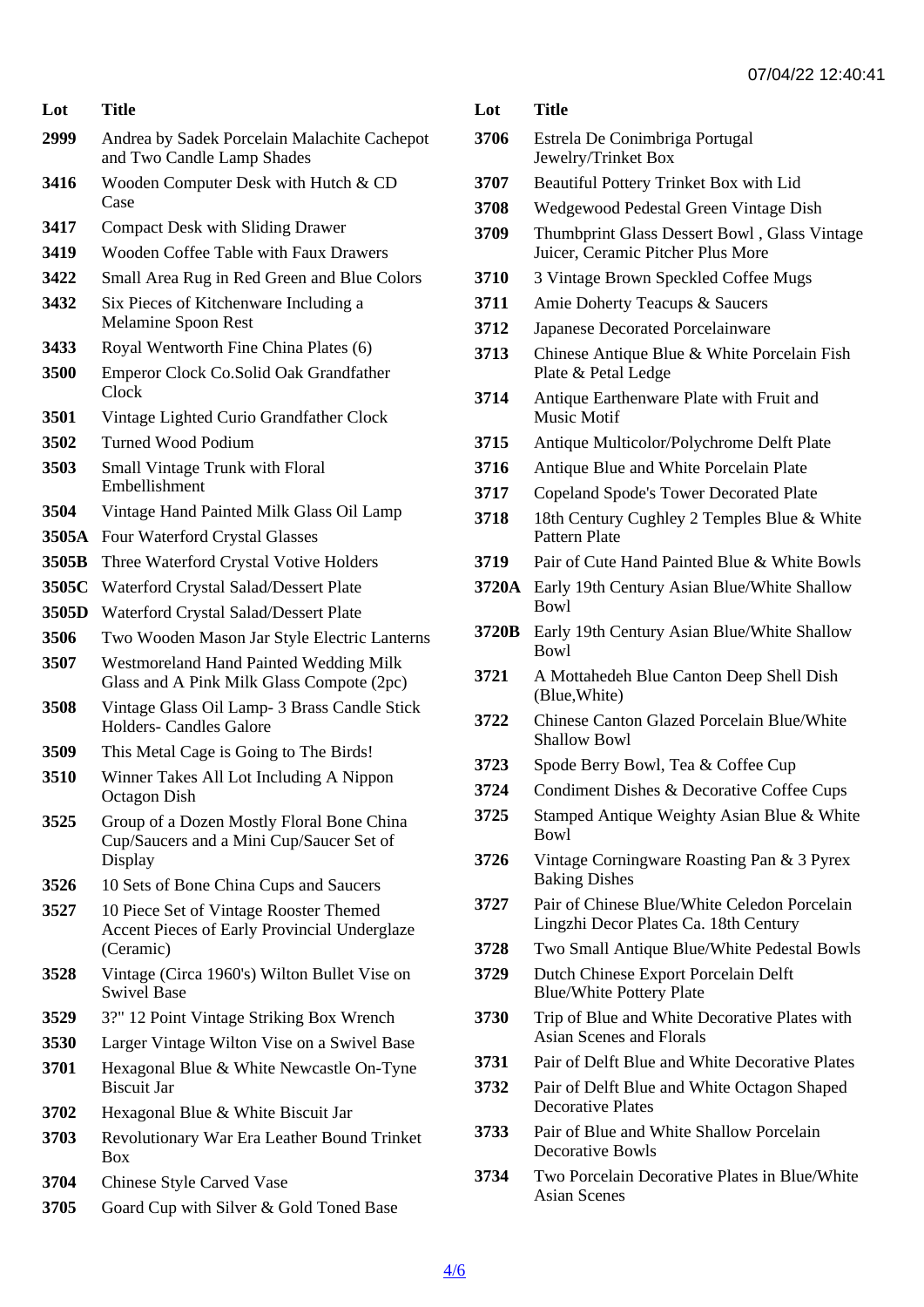| Lot | Title |
|---|---|
| 2999 | Andrea by Sadek Porcelain Malachite Cachepot and Two Candle Lamp Shades |
| 3416 | Wooden Computer Desk with Hutch & CD Case |
| 3417 | Compact Desk with Sliding Drawer |
| 3419 | Wooden Coffee Table with Faux Drawers |
| 3422 | Small Area Rug in Red Green and Blue Colors |
| 3432 | Six Pieces of Kitchenware Including a Melamine Spoon Rest |
| 3433 | Royal Wentworth Fine China Plates (6) |
| 3500 | Emperor Clock Co.Solid Oak Grandfather Clock |
| 3501 | Vintage Lighted Curio Grandfather Clock |
| 3502 | Turned Wood Podium |
| 3503 | Small Vintage Trunk with Floral Embellishment |
| 3504 | Vintage Hand Painted Milk Glass Oil Lamp |
| 3505A | Four Waterford Crystal Glasses |
| 3505B | Three Waterford Crystal Votive Holders |
| 3505C | Waterford Crystal Salad/Dessert Plate |
| 3505D | Waterford Crystal Salad/Dessert Plate |
| 3506 | Two Wooden Mason Jar Style Electric Lanterns |
| 3507 | Westmoreland Hand Painted Wedding Milk Glass and A Pink Milk Glass Compote (2pc) |
| 3508 | Vintage Glass Oil Lamp- 3 Brass Candle Stick Holders- Candles Galore |
| 3509 | This Metal Cage is Going to The Birds! |
| 3510 | Winner Takes All Lot Including A Nippon Octagon Dish |
| 3525 | Group of a Dozen Mostly Floral Bone China Cup/Saucers and a Mini Cup/Saucer Set of Display |
| 3526 | 10 Sets of Bone China Cups and Saucers |
| 3527 | 10 Piece Set of Vintage Rooster Themed Accent Pieces of Early Provincial Underglaze (Ceramic) |
| 3528 | Vintage (Circa 1960's) Wilton Bullet Vise on Swivel Base |
| 3529 | 3?" 12 Point Vintage Striking Box Wrench |
| 3530 | Larger Vintage Wilton Vise on a Swivel Base |
| 3701 | Hexagonal Blue & White Newcastle On-Tyne Biscuit Jar |
| 3702 | Hexagonal Blue & White Biscuit Jar |
| 3703 | Revolutionary War Era Leather Bound Trinket Box |
| 3704 | Chinese Style Carved Vase |
| 3705 | Goard Cup with Silver & Gold Toned Base |
| 3706 | Estrela De Conimbriga Portugal Jewelry/Trinket Box |
| 3707 | Beautiful Pottery Trinket Box with Lid |
| 3708 | Wedgewood Pedestal Green Vintage Dish |
| 3709 | Thumbprint Glass Dessert Bowl , Glass Vintage Juicer, Ceramic Pitcher Plus More |
| 3710 | 3 Vintage Brown Speckled Coffee Mugs |
| 3711 | Amie Doherty Teacups & Saucers |
| 3712 | Japanese Decorated Porcelainware |
| 3713 | Chinese Antique Blue & White Porcelain Fish Plate & Petal Ledge |
| 3714 | Antique Earthenware Plate with Fruit and Music Motif |
| 3715 | Antique Multicolor/Polychrome Delft Plate |
| 3716 | Antique Blue and White Porcelain Plate |
| 3717 | Copeland Spode's Tower Decorated Plate |
| 3718 | 18th Century Cughley 2 Temples Blue & White Pattern Plate |
| 3719 | Pair of Cute Hand Painted Blue & White Bowls |
| 3720A | Early 19th Century Asian Blue/White Shallow Bowl |
| 3720B | Early 19th Century Asian Blue/White Shallow Bowl |
| 3721 | A Mottahedeh Blue Canton Deep Shell Dish (Blue,White) |
| 3722 | Chinese Canton Glazed Porcelain Blue/White Shallow Bowl |
| 3723 | Spode Berry Bowl, Tea & Coffee Cup |
| 3724 | Condiment Dishes & Decorative Coffee Cups |
| 3725 | Stamped Antique Weighty Asian Blue & White Bowl |
| 3726 | Vintage Corningware Roasting Pan & 3 Pyrex Baking Dishes |
| 3727 | Pair of Chinese Blue/White Celedon Porcelain Lingzhi Decor Plates Ca. 18th Century |
| 3728 | Two Small Antique Blue/White Pedestal Bowls |
| 3729 | Dutch Chinese Export Porcelain Delft Blue/White Pottery Plate |
| 3730 | Trip of Blue and White Decorative Plates with Asian Scenes and Florals |
| 3731 | Pair of Delft Blue and White Decorative Plates |
| 3732 | Pair of Delft Blue and White Octagon Shaped Decorative Plates |
| 3733 | Pair of Blue and White Shallow Porcelain Decorative Bowls |
| 3734 | Two Porcelain Decorative Plates in Blue/White Asian Scenes |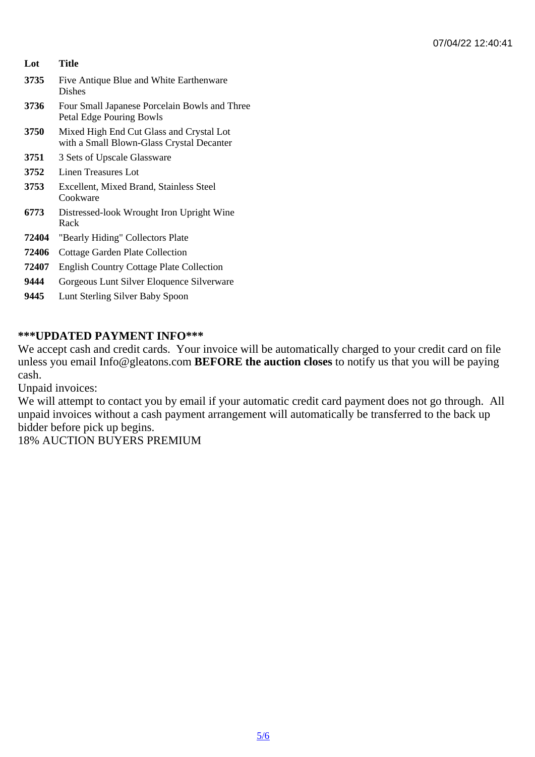| Lot | Title |
|---|---|
| 3735 | Five Antique Blue and White Earthenware Dishes |
| 3736 | Four Small Japanese Porcelain Bowls and Three Petal Edge Pouring Bowls |
| 3750 | Mixed High End Cut Glass and Crystal Lot with a Small Blown-Glass Crystal Decanter |
| 3751 | 3 Sets of Upscale Glassware |
| 3752 | Linen Treasures Lot |
| 3753 | Excellent, Mixed Brand, Stainless Steel Cookware |
| 6773 | Distressed-look Wrought Iron Upright Wine Rack |
| 72404 | "Bearly Hiding" Collectors Plate |
| 72406 | Cottage Garden Plate Collection |
| 72407 | English Country Cottage Plate Collection |
| 9444 | Gorgeous Lunt Silver Eloquence Silverware |
| 9445 | Lunt Sterling Silver Baby Spoon |

**\*\*\*UPDATED PAYMENT INFO\*\*\***

We accept cash and credit cards. Your invoice will be automatically charged to your credit card on file unless you email Info@gleatons.com **BEFORE the auction closes** to notify us that you will be paying cash.

Unpaid invoices:

We will attempt to contact you by email if your automatic credit card payment does not go through. All unpaid invoices without a cash payment arrangement will automatically be transferred to the back up bidder before pick up begins.

18% AUCTION BUYERS PREMIUM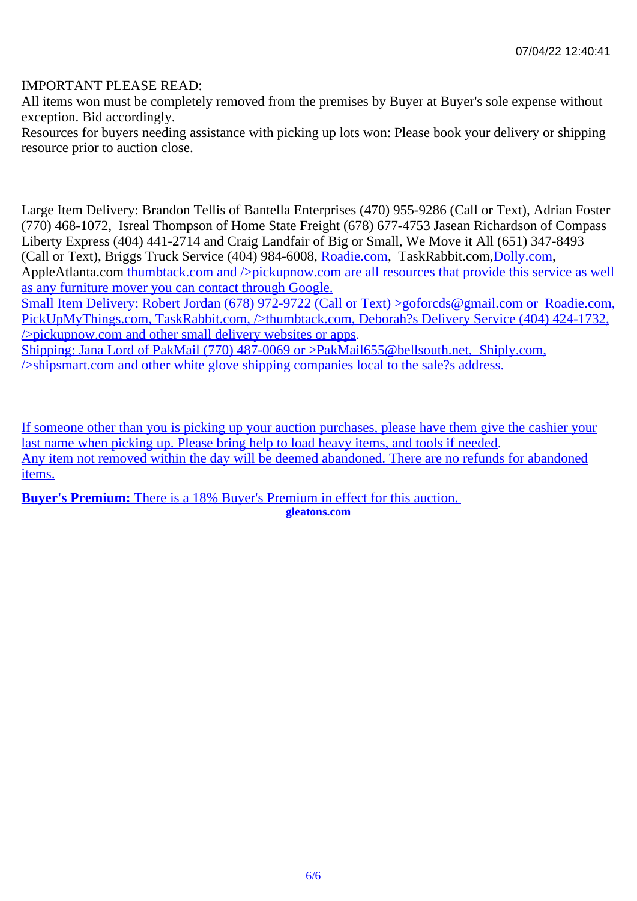IMPORTANT PLEASE READ:
All items won must be completely removed from the premises by Buyer at Buyer's sole expense without exception. Bid accordingly.
Resources for buyers needing assistance with picking up lots won: Please book your delivery or shipping resource prior to auction close.

Large Item Delivery: Brandon Tellis of Bantella Enterprises (470) 955-9286 (Call or Text), Adrian Foster (770) 468-1072, Isreal Thompson of Home State Freight (678) 677-4753 Jasean Richardson of Compass Liberty Express (404) 441-2714 and Craig Landfair of Big or Small, We Move it All (651) 347-8493 (Call or Text), Briggs Truck Service (404) 984-6008, Roadie.com, TaskRabbit.com,Dolly.com, AppleAtlanta.com thumbtack.com and />pickupnow.com are all resources that provide this service as well as any furniture mover you can contact through Google.
Small Item Delivery: Robert Jordan (678) 972-9722 (Call or Text) >goforcds@gmail.com or Roadie.com, PickUpMyThings.com, TaskRabbit.com, />thumbtack.com, Deborah?s Delivery Service (404) 424-1732, />pickupnow.com and other small delivery websites or apps.
Shipping: Jana Lord of PakMail (770) 487-0069 or >PakMail655@bellsouth.net, Shiply.com, />shipsmart.com and other white glove shipping companies local to the sale?s address.

If someone other than you is picking up your auction purchases, please have them give the cashier your last name when picking up. Please bring help to load heavy items, and tools if needed.
Any item not removed within the day will be deemed abandoned. There are no refunds for abandoned items.

**Buyer's Premium:** There is a 18% Buyer's Premium in effect for this auction.

**gleatons.com**